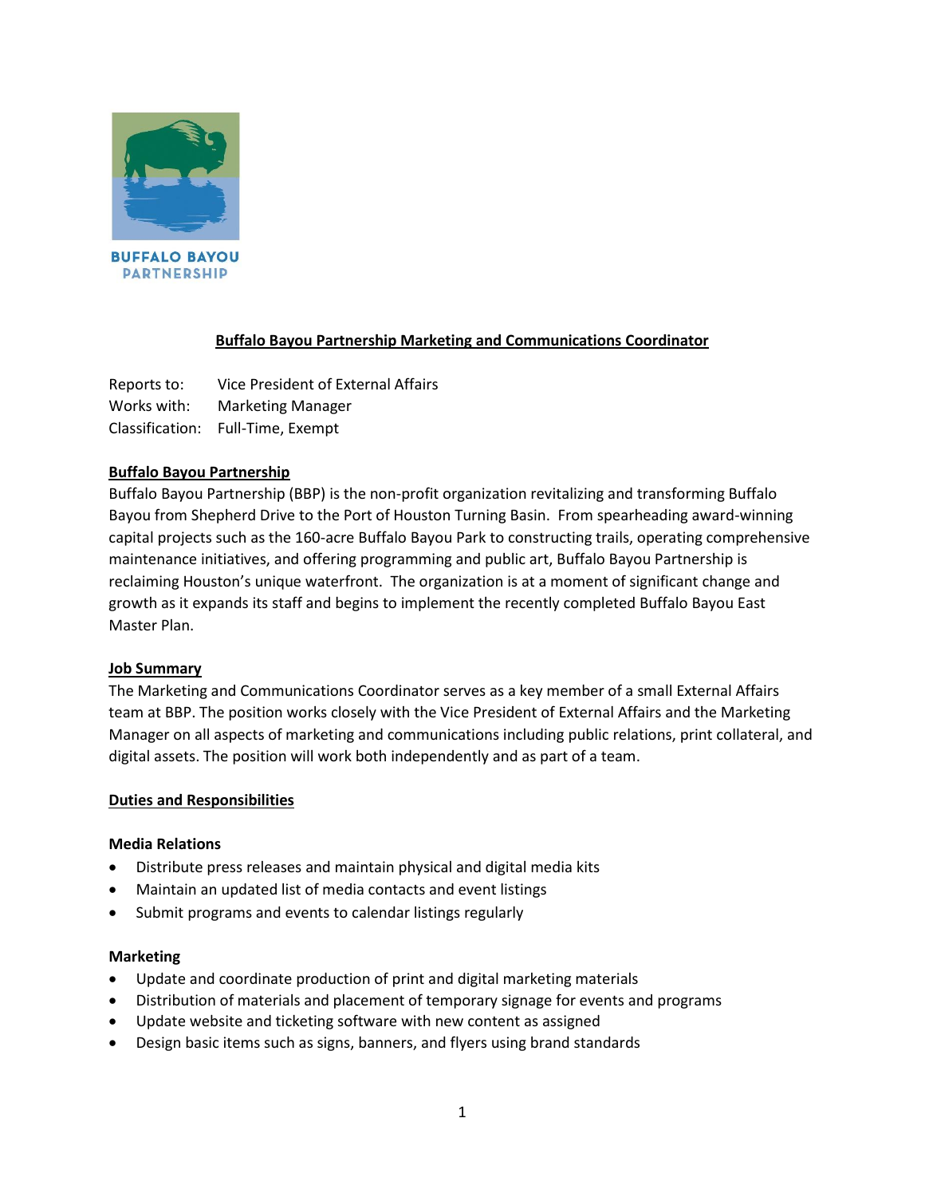BUFFALO BAYOU PARTNERSHIP

# Buffalo Bayou Partnership Marketing and Communications Coordinator

Reports to: Vice President of External Affairs
Works with: Marketing Manager
Classification: Full-Time, Exempt

## Buffalo Bayou Partnership

Buffalo Bayou Partnership (BBP) is the non-profit organization revitalizing and transforming Buffalo Bayou from Shepherd Drive to the Port of Houston Turning Basin. From spearheading award-winning capital projects such as the 160-acre Buffalo Bayou Park to constructing trails, operating comprehensive maintenance initiatives, and offering programming and public art, Buffalo Bayou Partnership is reclaiming Houston's unique waterfront. The organization is at a moment of significant change and growth as it expands its staff and begins to implement the recently completed Buffalo Bayou East Master Plan.

## Job Summary

The Marketing and Communications Coordinator serves as a key member of a small External Affairs team at BBP. The position works closely with the Vice President of External Affairs and the Marketing Manager on all aspects of marketing and communications including public relations, print collateral, and digital assets. The position will work both independently and as part of a team.

## Duties and Responsibilities

### Media Relations

- Distribute press releases and maintain physical and digital media kits
- Maintain an updated list of media contacts and event listings
- Submit programs and events to calendar listings regularly

### Marketing

- Update and coordinate production of print and digital marketing materials
- Distribution of materials and placement of temporary signage for events and programs
- Update website and ticketing software with new content as assigned
- Design basic items such as signs, banners, and flyers using brand standards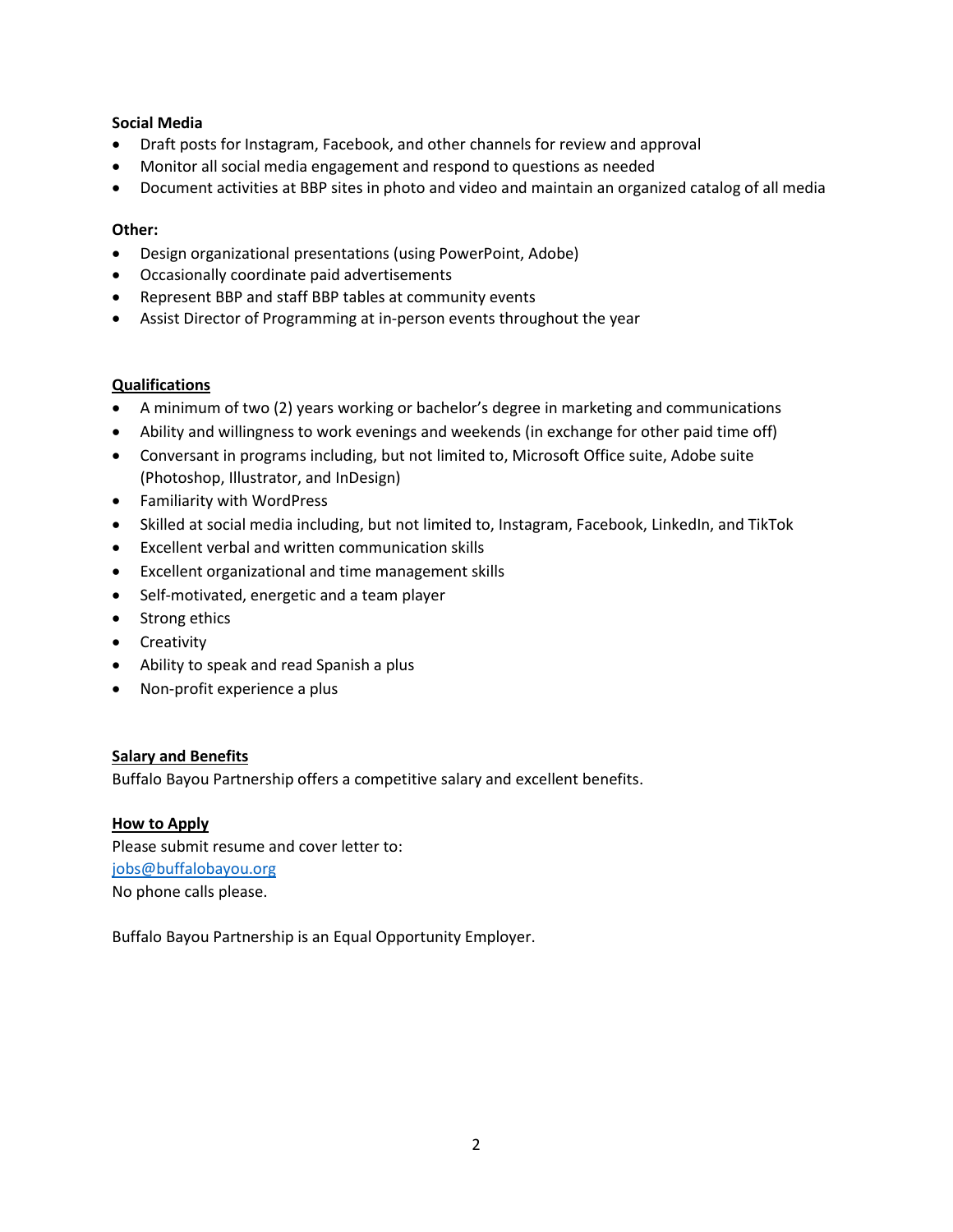**Social Media**

- Draft posts for Instagram, Facebook, and other channels for review and approval
- Monitor all social media engagement and respond to questions as needed
- Document activities at BBP sites in photo and video and maintain an organized catalog of all media

**Other:**

- Design organizational presentations (using PowerPoint, Adobe)
- Occasionally coordinate paid advertisements
- Represent BBP and staff BBP tables at community events
- Assist Director of Programming at in-person events throughout the year

## Qualifications

- A minimum of two (2) years working or bachelor's degree in marketing and communications
- Ability and willingness to work evenings and weekends (in exchange for other paid time off)
- Conversant in programs including, but not limited to, Microsoft Office suite, Adobe suite (Photoshop, Illustrator, and InDesign)
- Familiarity with WordPress
- Skilled at social media including, but not limited to, Instagram, Facebook, LinkedIn, and TikTok
- Excellent verbal and written communication skills
- Excellent organizational and time management skills
- Self-motivated, energetic and a team player
- Strong ethics
- Creativity
- Ability to speak and read Spanish a plus
- Non-profit experience a plus

## Salary and Benefits

Buffalo Bayou Partnership offers a competitive salary and excellent benefits.

## How to Apply

Please submit resume and cover letter to:
jobs@buffalobayou.org
No phone calls please.

Buffalo Bayou Partnership is an Equal Opportunity Employer.